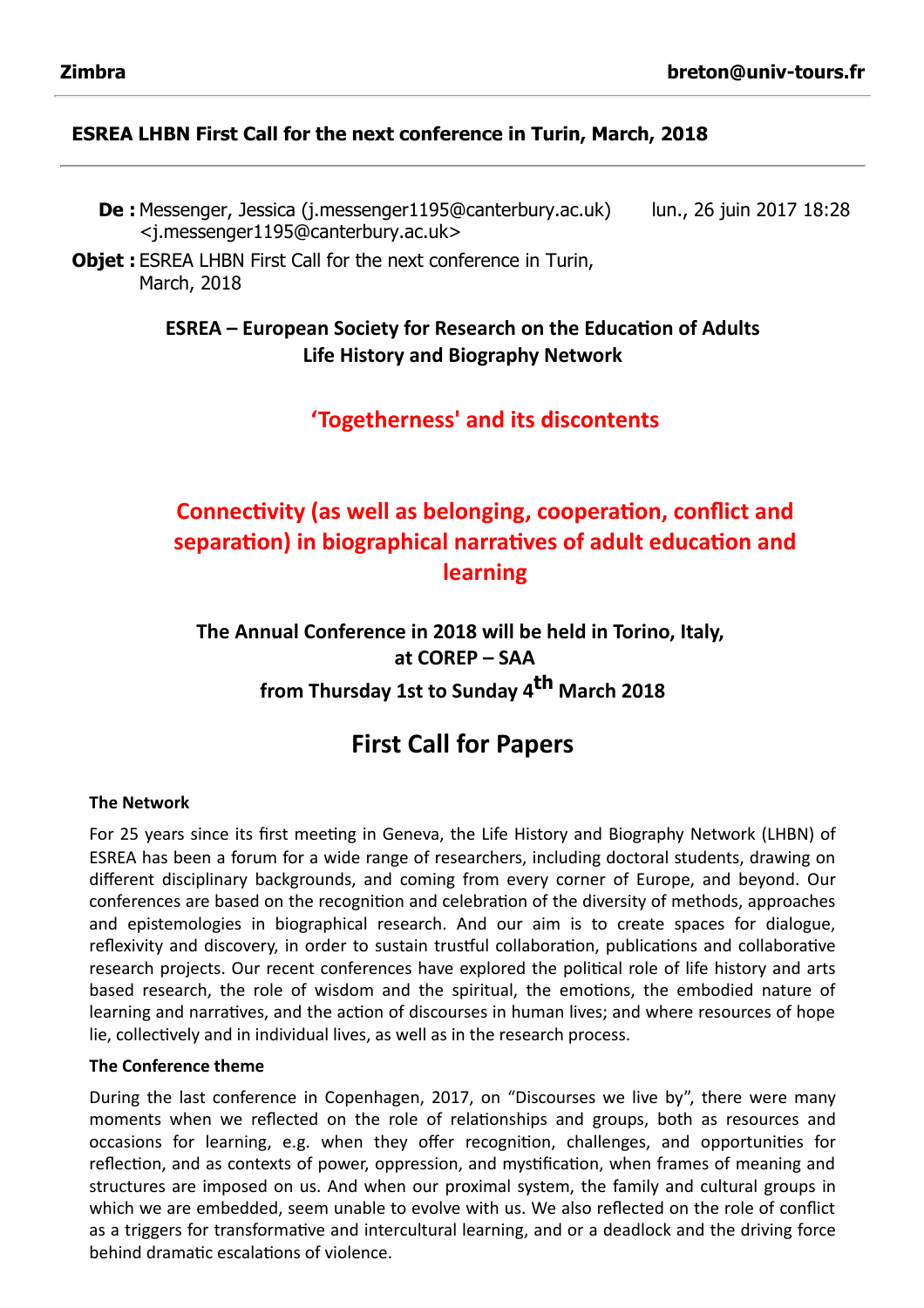**Zimbra** **breton@univ-tours.fr**

**ESREA LHBN First Call for the next conference in Turin, March, 2018**

**De :** Messenger, Jessica (j.messenger1195@canterbury.ac.uk) <j.messenger1195@canterbury.ac.uk> lun., 26 juin 2017 18:28

**Objet :** ESREA LHBN First Call for the next conference in Turin, March, 2018

**ESREA – European Society for Research on the Education of Adults**
**Life History and Biography Network**

## 'Togetherness' and its discontents

## Connectivity (as well as belonging, cooperation, conflict and separation) in biographical narratives of adult education and learning

**The Annual Conference in 2018 will be held in Torino, Italy, at COREP – SAA from Thursday 1st to Sunday 4th March 2018**

# First Call for Papers

**The Network**

For 25 years since its first meeting in Geneva, the Life History and Biography Network (LHBN) of ESREA has been a forum for a wide range of researchers, including doctoral students, drawing on different disciplinary backgrounds, and coming from every corner of Europe, and beyond. Our conferences are based on the recognition and celebration of the diversity of methods, approaches and epistemologies in biographical research. And our aim is to create spaces for dialogue, reflexivity and discovery, in order to sustain trustful collaboration, publications and collaborative research projects. Our recent conferences have explored the political role of life history and arts based research, the role of wisdom and the spiritual, the emotions, the embodied nature of learning and narratives, and the action of discourses in human lives; and where resources of hope lie, collectively and in individual lives, as well as in the research process.

**The Conference theme**

During the last conference in Copenhagen, 2017, on "Discourses we live by", there were many moments when we reflected on the role of relationships and groups, both as resources and occasions for learning, e.g. when they offer recognition, challenges, and opportunities for reflection, and as contexts of power, oppression, and mystification, when frames of meaning and structures are imposed on us. And when our proximal system, the family and cultural groups in which we are embedded, seem unable to evolve with us. We also reflected on the role of conflict as a triggers for transformative and intercultural learning, and or a deadlock and the driving force behind dramatic escalations of violence.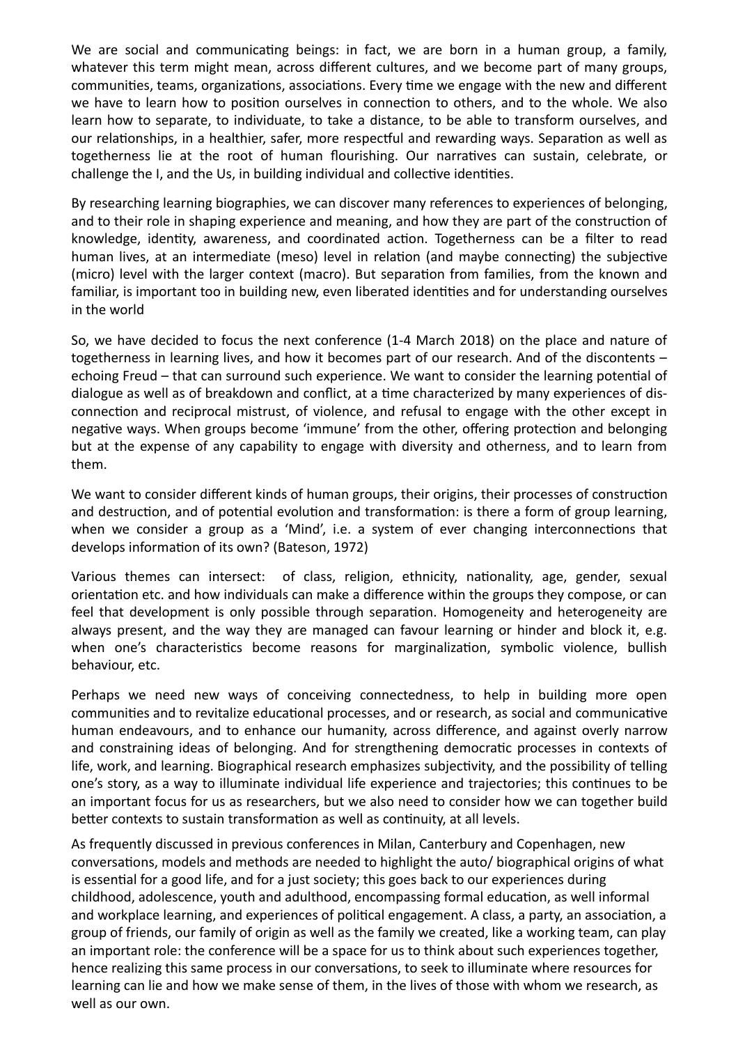We are social and communicating beings: in fact, we are born in a human group, a family, whatever this term might mean, across different cultures, and we become part of many groups, communities, teams, organizations, associations. Every time we engage with the new and different we have to learn how to position ourselves in connection to others, and to the whole. We also learn how to separate, to individuate, to take a distance, to be able to transform ourselves, and our relationships, in a healthier, safer, more respectful and rewarding ways. Separation as well as togetherness lie at the root of human flourishing. Our narratives can sustain, celebrate, or challenge the I, and the Us, in building individual and collective identities.

By researching learning biographies, we can discover many references to experiences of belonging, and to their role in shaping experience and meaning, and how they are part of the construction of knowledge, identity, awareness, and coordinated action. Togetherness can be a filter to read human lives, at an intermediate (meso) level in relation (and maybe connecting) the subjective (micro) level with the larger context (macro). But separation from families, from the known and familiar, is important too in building new, even liberated identities and for understanding ourselves in the world

So, we have decided to focus the next conference (1-4 March 2018) on the place and nature of togetherness in learning lives, and how it becomes part of our research. And of the discontents – echoing Freud – that can surround such experience. We want to consider the learning potential of dialogue as well as of breakdown and conflict, at a time characterized by many experiences of dis-connection and reciprocal mistrust, of violence, and refusal to engage with the other except in negative ways. When groups become 'immune' from the other, offering protection and belonging but at the expense of any capability to engage with diversity and otherness, and to learn from them.

We want to consider different kinds of human groups, their origins, their processes of construction and destruction, and of potential evolution and transformation: is there a form of group learning, when we consider a group as a 'Mind', i.e. a system of ever changing interconnections that develops information of its own? (Bateson, 1972)

Various themes can intersect: of class, religion, ethnicity, nationality, age, gender, sexual orientation etc. and how individuals can make a difference within the groups they compose, or can feel that development is only possible through separation. Homogeneity and heterogeneity are always present, and the way they are managed can favour learning or hinder and block it, e.g. when one's characteristics become reasons for marginalization, symbolic violence, bullish behaviour, etc.

Perhaps we need new ways of conceiving connectedness, to help in building more open communities and to revitalize educational processes, and or research, as social and communicative human endeavours, and to enhance our humanity, across difference, and against overly narrow and constraining ideas of belonging. And for strengthening democratic processes in contexts of life, work, and learning. Biographical research emphasizes subjectivity, and the possibility of telling one's story, as a way to illuminate individual life experience and trajectories; this continues to be an important focus for us as researchers, but we also need to consider how we can together build better contexts to sustain transformation as well as continuity, at all levels.

As frequently discussed in previous conferences in Milan, Canterbury and Copenhagen, new conversations, models and methods are needed to highlight the auto/ biographical origins of what is essential for a good life, and for a just society; this goes back to our experiences during childhood, adolescence, youth and adulthood, encompassing formal education, as well informal and workplace learning, and experiences of political engagement. A class, a party, an association, a group of friends, our family of origin as well as the family we created, like a working team, can play an important role: the conference will be a space for us to think about such experiences together, hence realizing this same process in our conversations, to seek to illuminate where resources for learning can lie and how we make sense of them, in the lives of those with whom we research, as well as our own.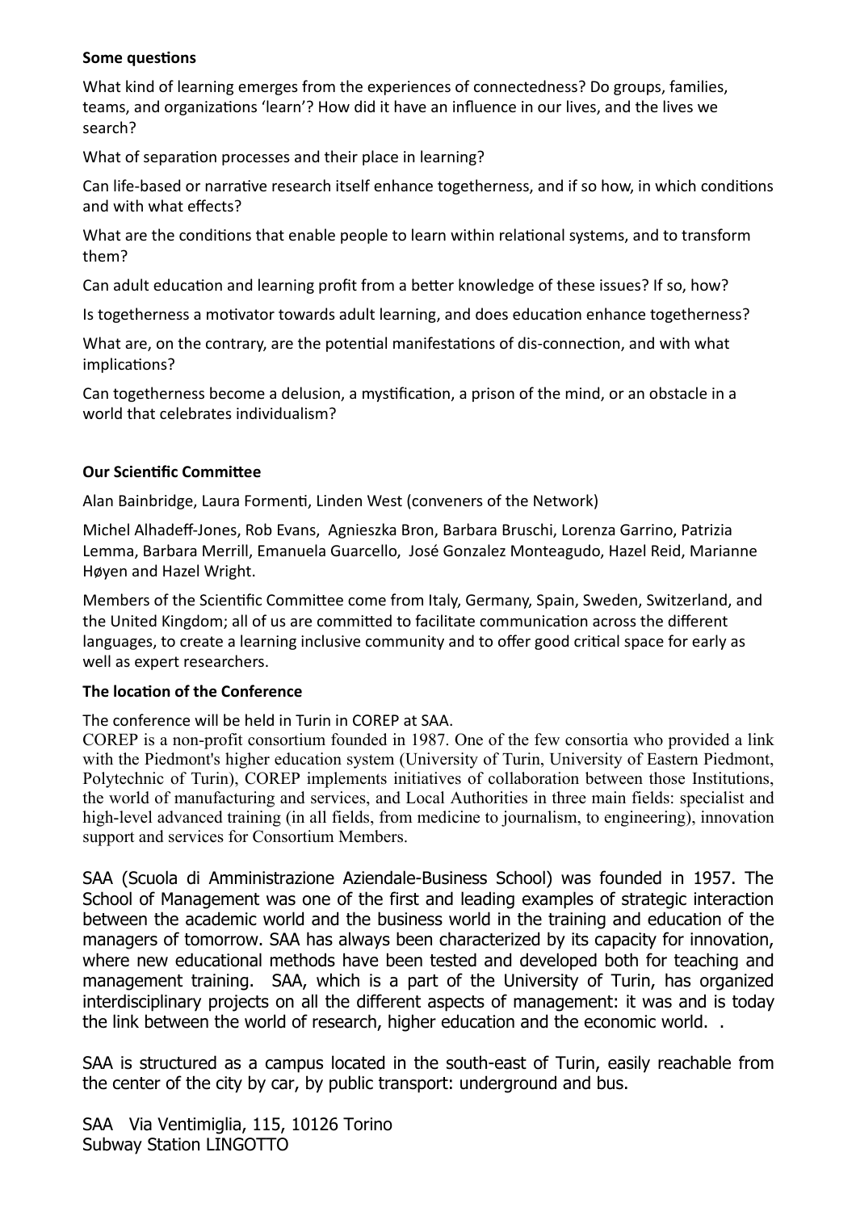**Some questions**

What kind of learning emerges from the experiences of connectedness? Do groups, families, teams, and organizations 'learn'? How did it have an influence in our lives, and the lives we search?

What of separation processes and their place in learning?

Can life-based or narrative research itself enhance togetherness, and if so how, in which conditions and with what effects?

What are the conditions that enable people to learn within relational systems, and to transform them?

Can adult education and learning profit from a better knowledge of these issues? If so, how?

Is togetherness a motivator towards adult learning, and does education enhance togetherness?

What are, on the contrary, are the potential manifestations of dis-connection, and with what implications?

Can togetherness become a delusion, a mystification, a prison of the mind, or an obstacle in a world that celebrates individualism?

**Our Scientific Committee**

Alan Bainbridge, Laura Formenti, Linden West (conveners of the Network)

Michel Alhadeff-Jones, Rob Evans, Agnieszka Bron, Barbara Bruschi, Lorenza Garrino, Patrizia Lemma, Barbara Merrill, Emanuela Guarcello, José Gonzalez Monteagudo, Hazel Reid, Marianne Høyen and Hazel Wright.

Members of the Scientific Committee come from Italy, Germany, Spain, Sweden, Switzerland, and the United Kingdom; all of us are committed to facilitate communication across the different languages, to create a learning inclusive community and to offer good critical space for early as well as expert researchers.

**The location of the Conference**

The conference will be held in Turin in COREP at SAA.

COREP is a non-profit consortium founded in 1987. One of the few consortia who provided a link with the Piedmont's higher education system (University of Turin, University of Eastern Piedmont, Polytechnic of Turin), COREP implements initiatives of collaboration between those Institutions, the world of manufacturing and services, and Local Authorities in three main fields: specialist and high-level advanced training (in all fields, from medicine to journalism, to engineering), innovation support and services for Consortium Members.

SAA (Scuola di Amministrazione Aziendale-Business School) was founded in 1957. The School of Management was one of the first and leading examples of strategic interaction between the academic world and the business world in the training and education of the managers of tomorrow. SAA has always been characterized by its capacity for innovation, where new educational methods have been tested and developed both for teaching and management training. SAA, which is a part of the University of Turin, has organized interdisciplinary projects on all the different aspects of management: it was and is today the link between the world of research, higher education and the economic world. .

SAA is structured as a campus located in the south-east of Turin, easily reachable from the center of the city by car, by public transport: underground and bus.

SAA Via Ventimiglia, 115, 10126 Torino
Subway Station LINGOTTO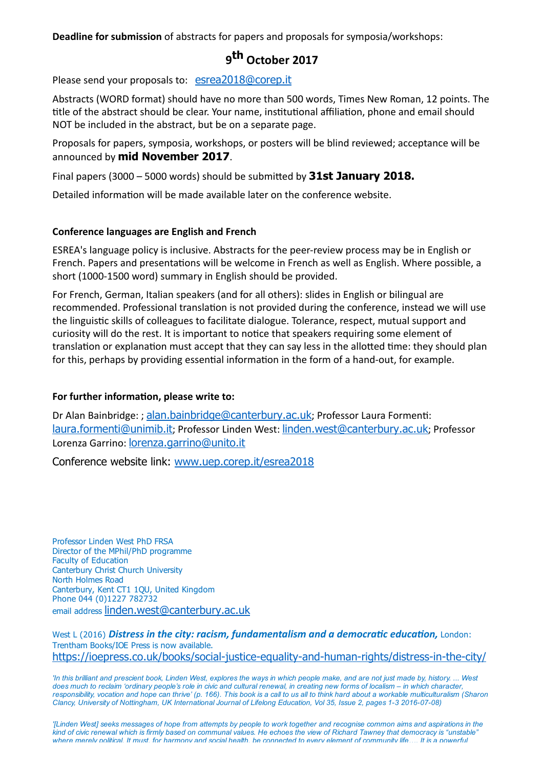**Deadline for submission** of abstracts for papers and proposals for symposia/workshops:

**9th October 2017**

Please send your proposals to: esrea2018@corep.it

Abstracts (WORD format) should have no more than 500 words, Times New Roman, 12 points. The title of the abstract should be clear. Your name, institutional affiliation, phone and email should NOT be included in the abstract, but be on a separate page.

Proposals for papers, symposia, workshops, or posters will be blind reviewed; acceptance will be announced by **mid November 2017**.

Final papers (3000 – 5000 words) should be submitted by **31st January 2018.**

Detailed information will be made available later on the conference website.

**Conference languages are English and French**

ESREA's language policy is inclusive. Abstracts for the peer-review process may be in English or French. Papers and presentations will be welcome in French as well as English. Where possible, a short (1000-1500 word) summary in English should be provided.

For French, German, Italian speakers (and for all others): slides in English or bilingual are recommended. Professional translation is not provided during the conference, instead we will use the linguistic skills of colleagues to facilitate dialogue. Tolerance, respect, mutual support and curiosity will do the rest. It is important to notice that speakers requiring some element of translation or explanation must accept that they can say less in the allotted time: they should plan for this, perhaps by providing essential information in the form of a hand-out, for example.

**For further information, please write to:**

Dr Alan Bainbridge: ; alan.bainbridge@canterbury.ac.uk; Professor Laura Formenti: laura.formenti@unimib.it; Professor Linden West: linden.west@canterbury.ac.uk; Professor Lorenza Garrino: lorenza.garrino@unito.it

Conference website link: www.uep.corep.it/esrea2018

Professor Linden West PhD FRSA
Director of the MPhil/PhD programme
Faculty of Education
Canterbury Christ Church University
North Holmes Road
Canterbury, Kent CT1 1QU, United Kingdom
Phone 044 (0)1227 782732
email address linden.west@canterbury.ac.uk

West L (2016) ***Distress in the city: racism, fundamentalism and a democratic education,*** London: Trentham Books/IOE Press is now available.
https://ioepress.co.uk/books/social-justice-equality-and-human-rights/distress-in-the-city/

*'In this brilliant and prescient book, Linden West, explores the ways in which people make, and are not just made by, history. ... West does much to reclaim 'ordinary people's role in civic and cultural renewal, in creating new forms of localism – in which character, responsibility, vocation and hope can thrive' (p. 166). This book is a call to us all to think hard about a workable multiculturalism (Sharon Clancy, University of Nottingham, UK International Journal of Lifelong Education, Vol 35, Issue 2, pages 1-3 2016-07-08)*

*'[Linden West] seeks messages of hope from attempts by people to work together and recognise common aims and aspirations in the kind of civic renewal which is firmly based on communal values. He echoes the view of Richard Tawney that democracy is "unstable" where merely political. It must, for harmony and social health, be connected to every element of community life.... It is a powerful*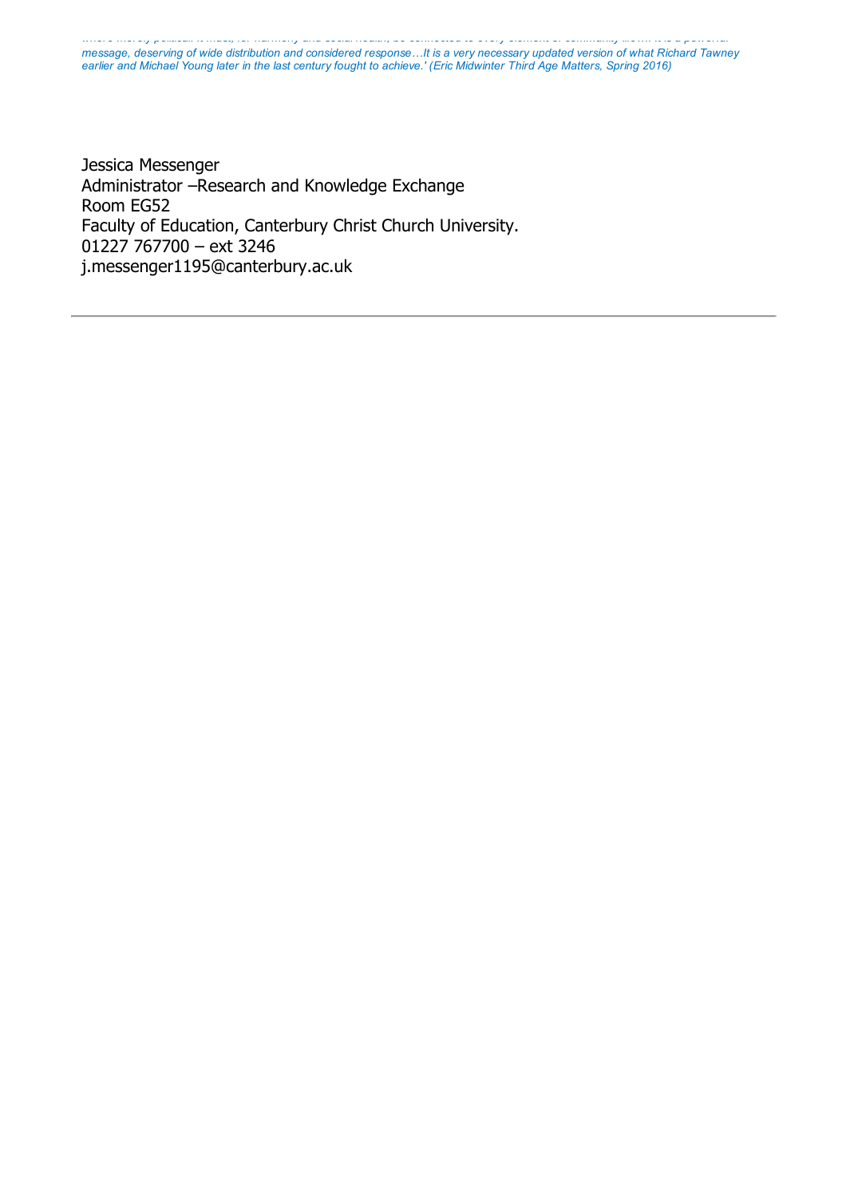*where merely political: it must, for harmony and social health, be connected to every element of community life... It is a powerful message, deserving of wide distribution and considered response…It is a very necessary updated version of what Richard Tawney earlier and Michael Young later in the last century fought to achieve.' (Eric Midwinter Third Age Matters, Spring 2016)*

Jessica Messenger
Administrator –Research and Knowledge Exchange
Room EG52
Faculty of Education, Canterbury Christ Church University.
01227 767700 – ext 3246
j.messenger1195@canterbury.ac.uk

---